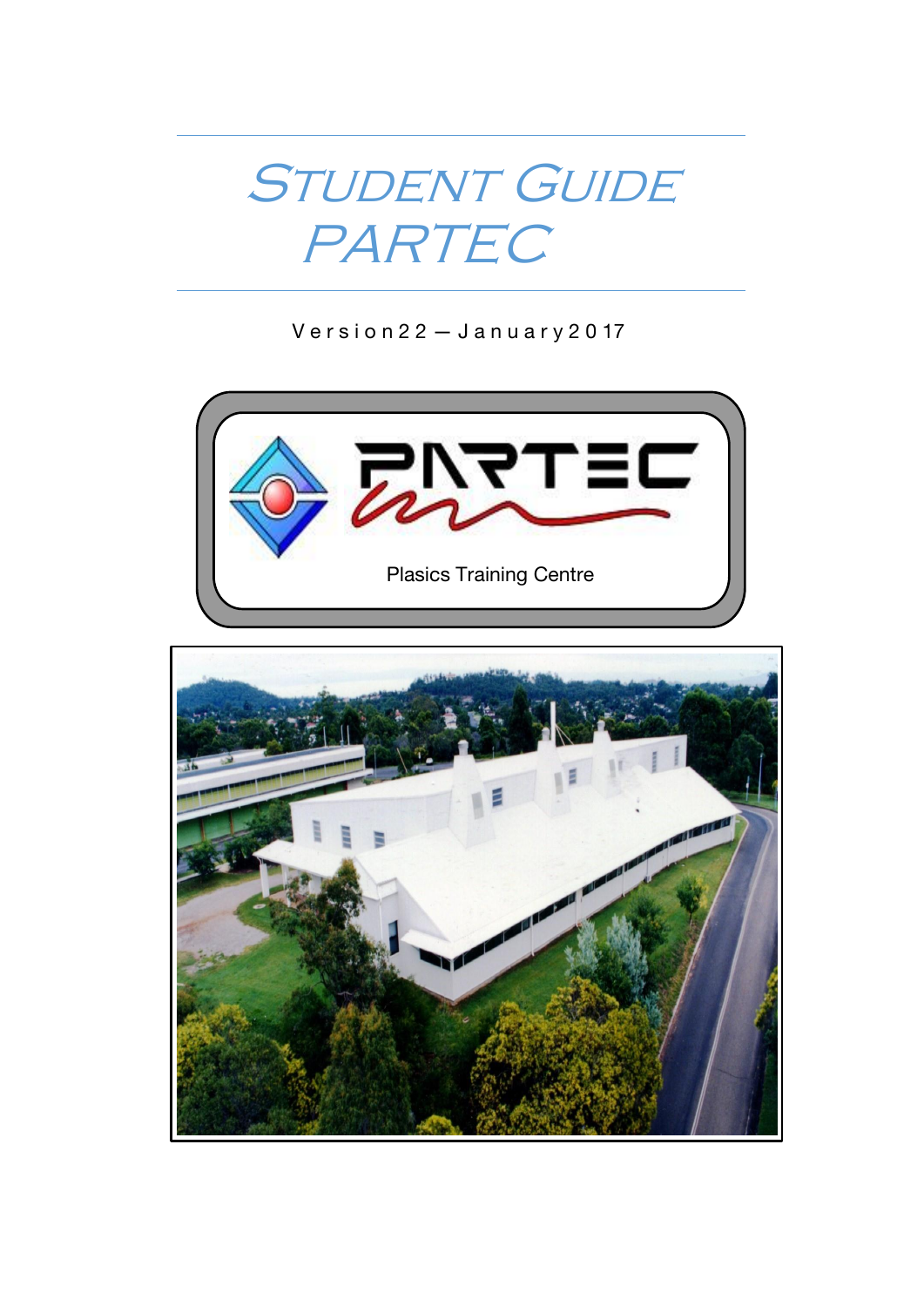# STUDENT GUIDE PARTEC

Version22 — January2017

PARTEC

Plasics Training Centre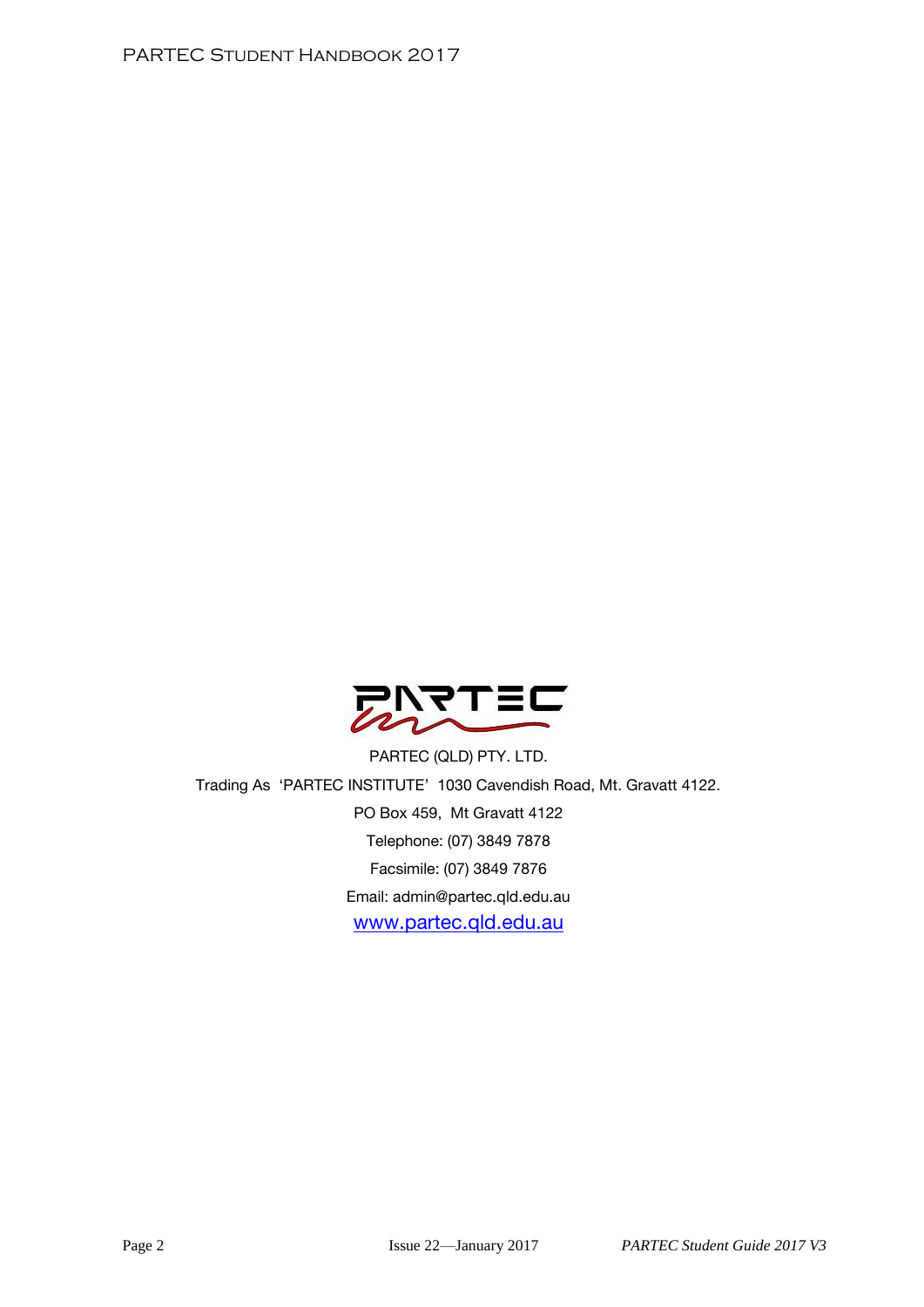PARTEC (QLD) PTY. LTD.

Trading As 'PARTEC INSTITUTE' 1030 Cavendish Road, Mt. Gravatt 4122.

PO Box 459, Mt Gravatt 4122

Telephone: (07) 3849 7878

Facsimile: (07) 3849 7876

Email: admin@partec.qld.edu.au

www.partec.qld.edu.au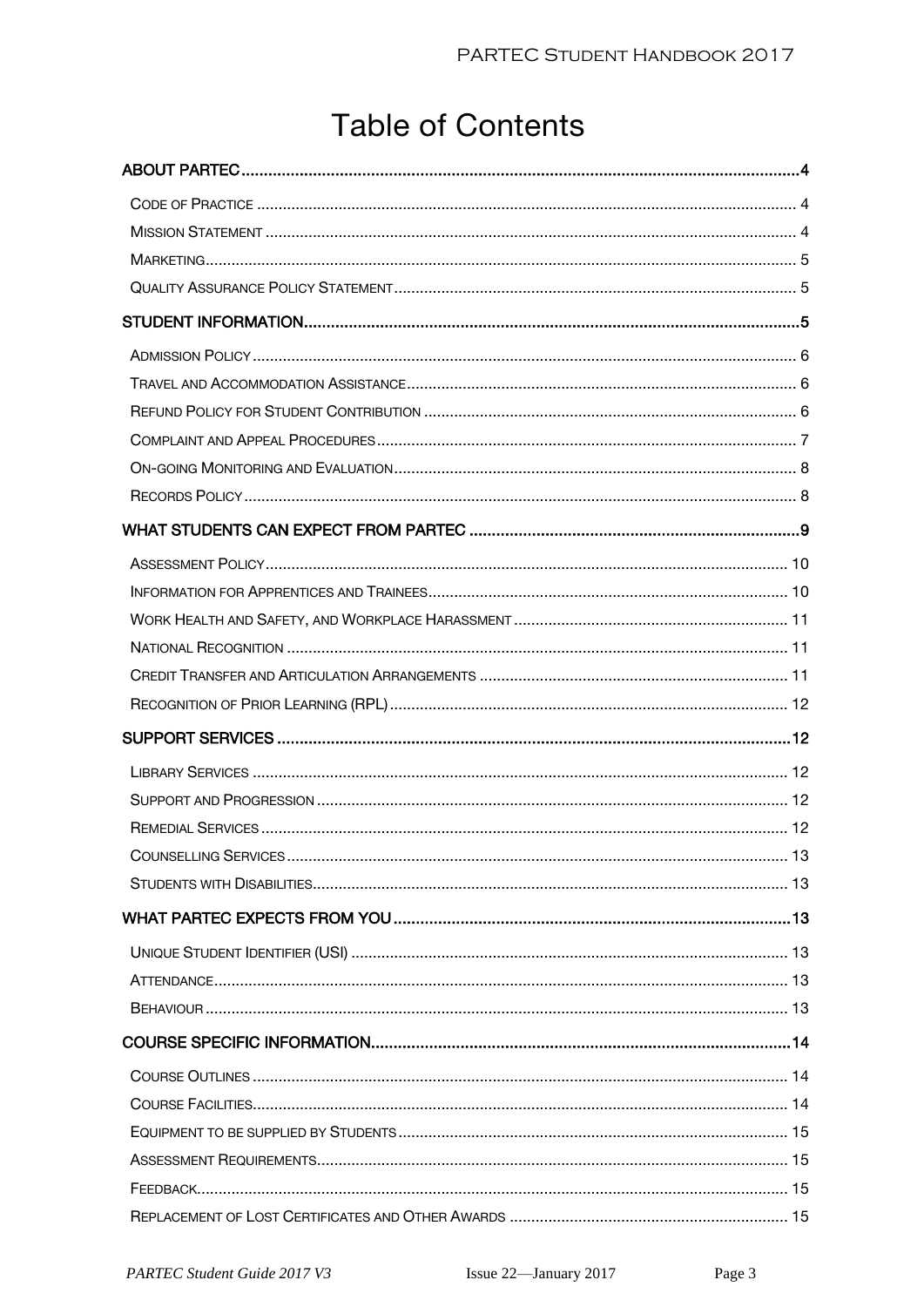# Table of Contents

- **ABOUT PARTEC** ..... 4
  - Code of Practice ..... 4
  - Mission Statement ..... 4
  - Marketing ..... 5
  - Quality Assurance Policy Statement ..... 5
- **STUDENT INFORMATION** ..... 5
  - Admission Policy ..... 6
  - Travel and Accommodation Assistance ..... 6
  - Refund Policy for Student Contribution ..... 6
  - Complaint and Appeal Procedures ..... 7
  - On-going Monitoring and Evaluation ..... 8
  - Records Policy ..... 8
- **WHAT STUDENTS CAN EXPECT FROM PARTEC** ..... 9
  - Assessment Policy ..... 10
  - Information for Apprentices and Trainees ..... 10
  - Work Health and Safety, and Workplace Harassment ..... 11
  - National Recognition ..... 11
  - Credit Transfer and Articulation Arrangements ..... 11
  - Recognition of Prior Learning (RPL) ..... 12
- **SUPPORT SERVICES** ..... 12
  - Library Services ..... 12
  - Support and Progression ..... 12
  - Remedial Services ..... 12
  - Counselling Services ..... 13
  - Students with Disabilities ..... 13
- **WHAT PARTEC EXPECTS FROM YOU** ..... 13
  - Unique Student Identifier (USI) ..... 13
  - Attendance ..... 13
  - Behaviour ..... 13
- **COURSE SPECIFIC INFORMATION** ..... 14
  - Course Outlines ..... 14
  - Course Facilities ..... 14
  - Equipment to be supplied by Students ..... 15
  - Assessment Requirements ..... 15
  - Feedback ..... 15
  - Replacement of Lost Certificates and Other Awards ..... 15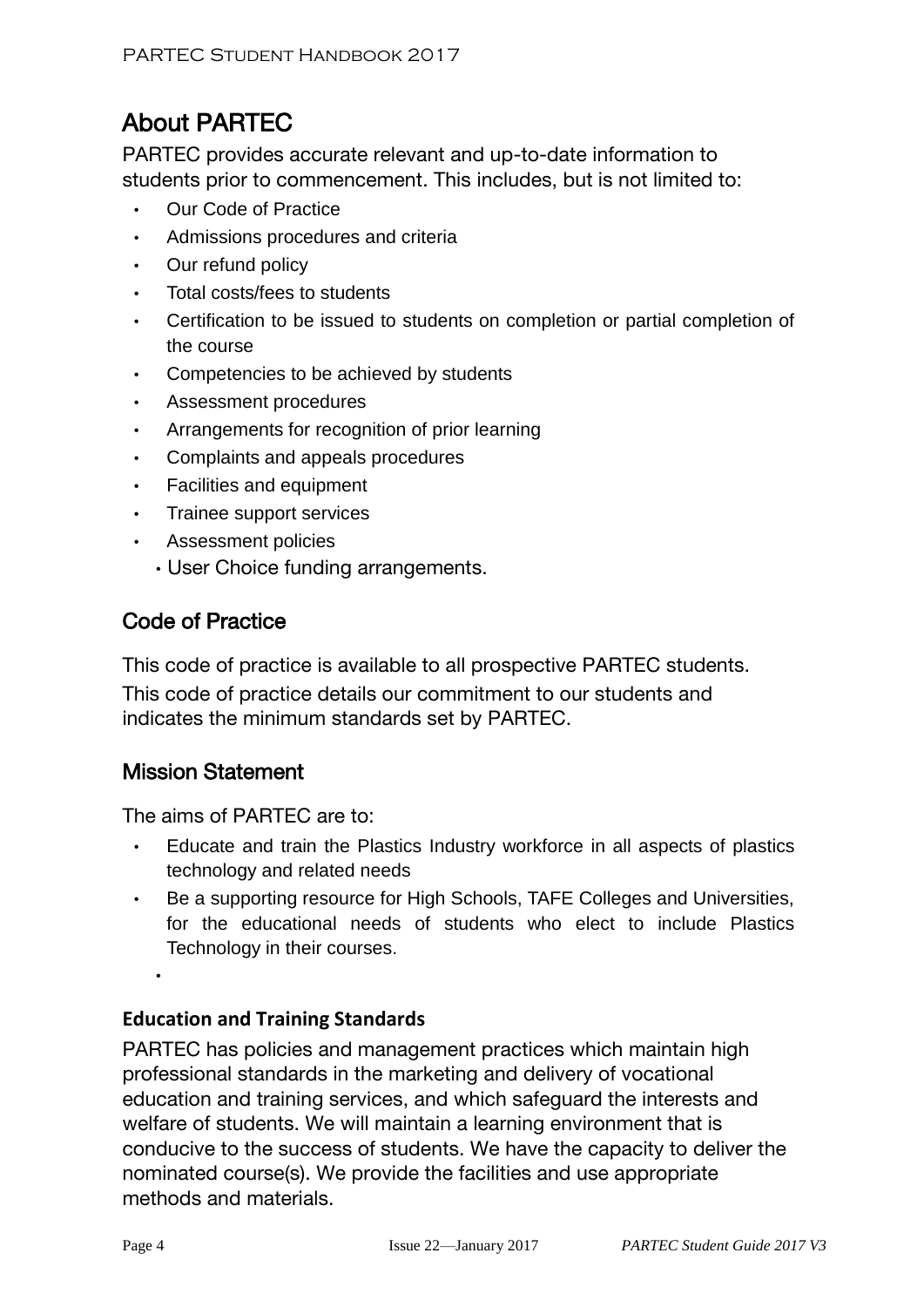## About PARTEC

PARTEC provides accurate relevant and up-to-date information to students prior to commencement. This includes, but is not limited to:

- Our Code of Practice
- Admissions procedures and criteria
- Our refund policy
- Total costs/fees to students
- Certification to be issued to students on completion or partial completion of the course
- Competencies to be achieved by students
- Assessment procedures
- Arrangements for recognition of prior learning
- Complaints and appeals procedures
- Facilities and equipment
- Trainee support services
- Assessment policies
- User Choice funding arrangements.

### Code of Practice

This code of practice is available to all prospective PARTEC students.

This code of practice details our commitment to our students and indicates the minimum standards set by PARTEC.

### Mission Statement

The aims of PARTEC are to:

- Educate and train the Plastics Industry workforce in all aspects of plastics technology and related needs
- Be a supporting resource for High Schools, TAFE Colleges and Universities, for the educational needs of students who elect to include Plastics Technology in their courses.

#### Education and Training Standards

PARTEC has policies and management practices which maintain high professional standards in the marketing and delivery of vocational education and training services, and which safeguard the interests and welfare of students. We will maintain a learning environment that is conducive to the success of students. We have the capacity to deliver the nominated course(s). We provide the facilities and use appropriate methods and materials.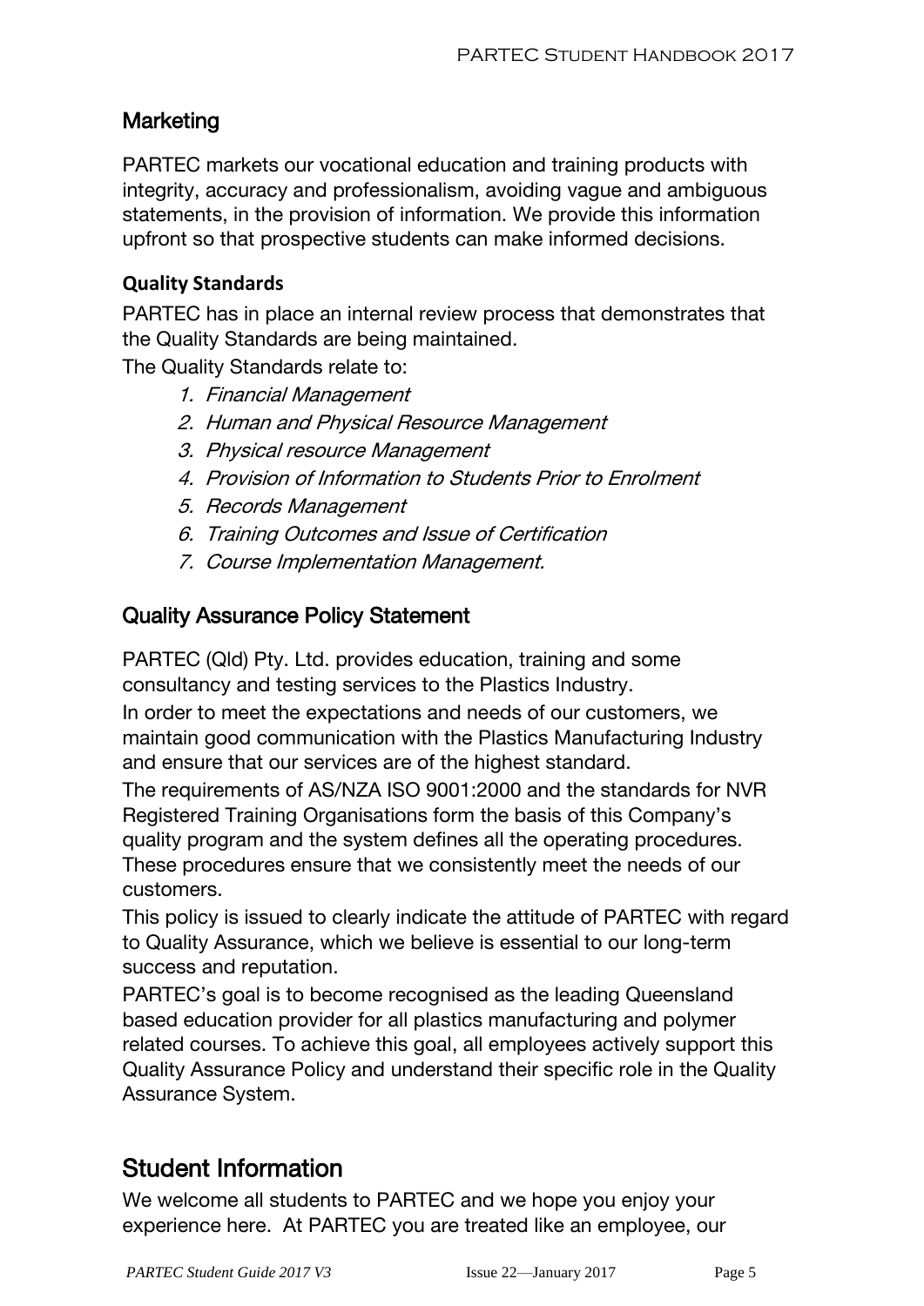## Marketing

PARTEC markets our vocational education and training products with integrity, accuracy and professionalism, avoiding vague and ambiguous statements, in the provision of information. We provide this information upfront so that prospective students can make informed decisions.

### Quality Standards

PARTEC has in place an internal review process that demonstrates that the Quality Standards are being maintained.

The Quality Standards relate to:

1. *Financial Management*
2. *Human and Physical Resource Management*
3. *Physical resource Management*
4. *Provision of Information to Students Prior to Enrolment*
5. *Records Management*
6. *Training Outcomes and Issue of Certification*
7. *Course Implementation Management.*

## Quality Assurance Policy Statement

PARTEC (Qld) Pty. Ltd. provides education, training and some consultancy and testing services to the Plastics Industry.

In order to meet the expectations and needs of our customers, we maintain good communication with the Plastics Manufacturing Industry and ensure that our services are of the highest standard.

The requirements of AS/NZA ISO 9001:2000 and the standards for NVR Registered Training Organisations form the basis of this Company's quality program and the system defines all the operating procedures. These procedures ensure that we consistently meet the needs of our customers.

This policy is issued to clearly indicate the attitude of PARTEC with regard to Quality Assurance, which we believe is essential to our long-term success and reputation.

PARTEC's goal is to become recognised as the leading Queensland based education provider for all plastics manufacturing and polymer related courses. To achieve this goal, all employees actively support this Quality Assurance Policy and understand their specific role in the Quality Assurance System.

# Student Information

We welcome all students to PARTEC and we hope you enjoy your experience here. At PARTEC you are treated like an employee, our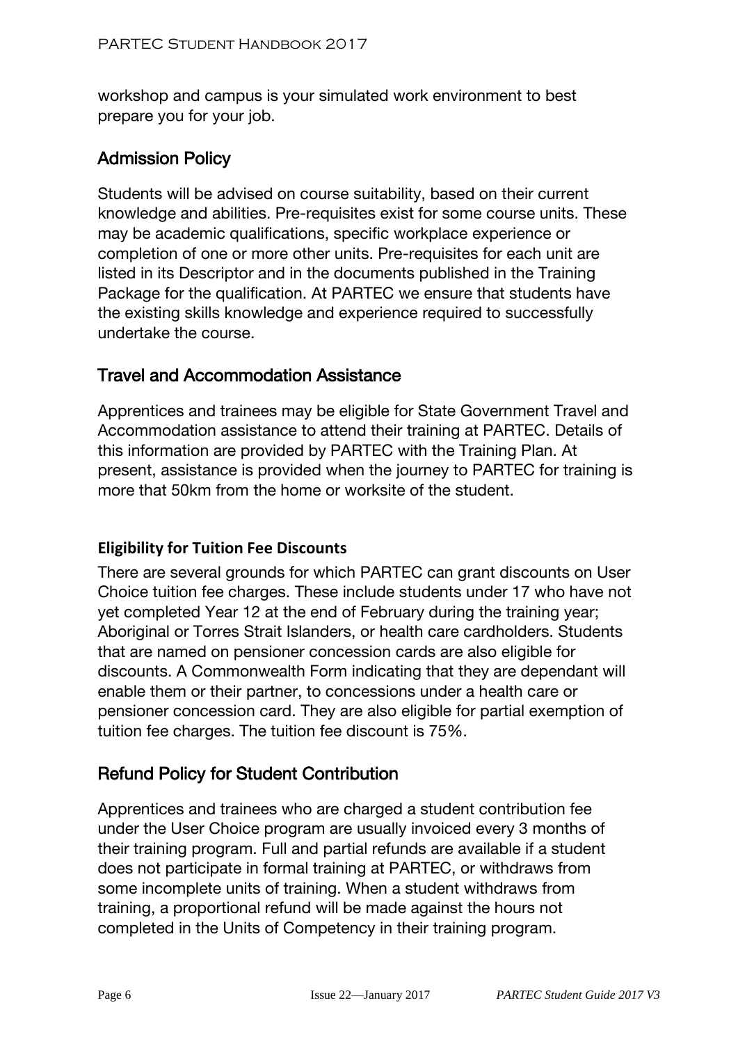workshop and campus is your simulated work environment to best prepare you for your job.

## Admission Policy

Students will be advised on course suitability, based on their current knowledge and abilities. Pre-requisites exist for some course units. These may be academic qualifications, specific workplace experience or completion of one or more other units. Pre-requisites for each unit are listed in its Descriptor and in the documents published in the Training Package for the qualification. At PARTEC we ensure that students have the existing skills knowledge and experience required to successfully undertake the course.

## Travel and Accommodation Assistance

Apprentices and trainees may be eligible for State Government Travel and Accommodation assistance to attend their training at PARTEC. Details of this information are provided by PARTEC with the Training Plan. At present, assistance is provided when the journey to PARTEC for training is more that 50km from the home or worksite of the student.

### Eligibility for Tuition Fee Discounts

There are several grounds for which PARTEC can grant discounts on User Choice tuition fee charges. These include students under 17 who have not yet completed Year 12 at the end of February during the training year; Aboriginal or Torres Strait Islanders, or health care cardholders. Students that are named on pensioner concession cards are also eligible for discounts. A Commonwealth Form indicating that they are dependant will enable them or their partner, to concessions under a health care or pensioner concession card. They are also eligible for partial exemption of tuition fee charges. The tuition fee discount is 75%.

## Refund Policy for Student Contribution

Apprentices and trainees who are charged a student contribution fee under the User Choice program are usually invoiced every 3 months of their training program. Full and partial refunds are available if a student does not participate in formal training at PARTEC, or withdraws from some incomplete units of training. When a student withdraws from training, a proportional refund will be made against the hours not completed in the Units of Competency in their training program.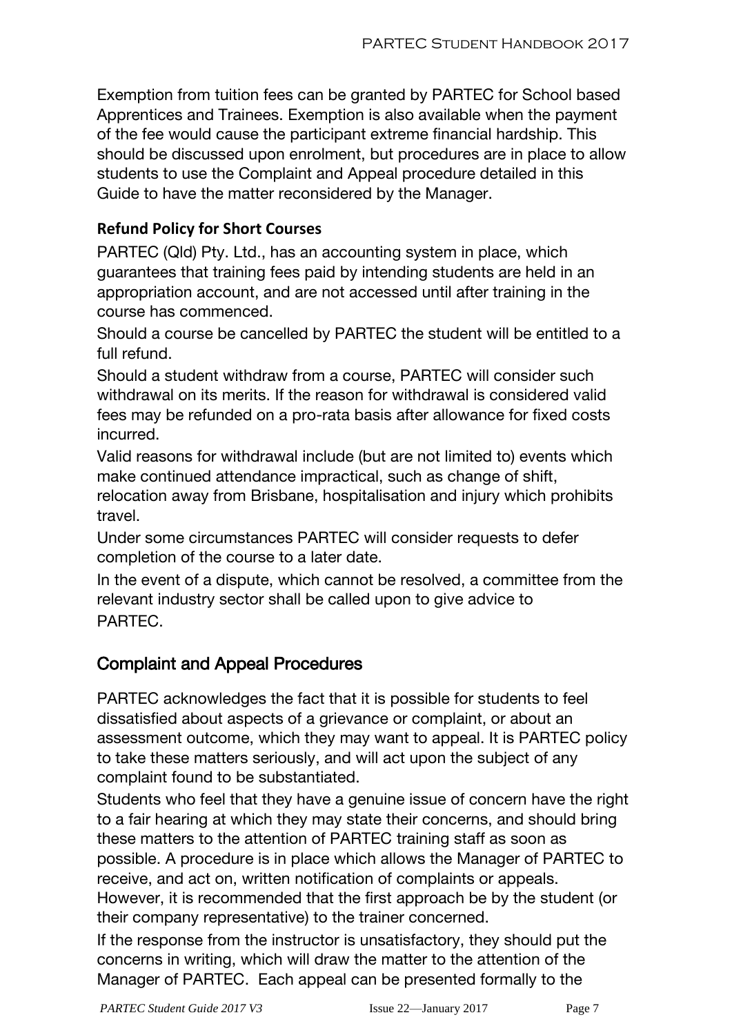Exemption from tuition fees can be granted by PARTEC for School based Apprentices and Trainees. Exemption is also available when the payment of the fee would cause the participant extreme financial hardship. This should be discussed upon enrolment, but procedures are in place to allow students to use the Complaint and Appeal procedure detailed in this Guide to have the matter reconsidered by the Manager.

### Refund Policy for Short Courses

PARTEC (Qld) Pty. Ltd., has an accounting system in place, which guarantees that training fees paid by intending students are held in an appropriation account, and are not accessed until after training in the course has commenced.

Should a course be cancelled by PARTEC the student will be entitled to a full refund.

Should a student withdraw from a course, PARTEC will consider such withdrawal on its merits. If the reason for withdrawal is considered valid fees may be refunded on a pro-rata basis after allowance for fixed costs incurred.

Valid reasons for withdrawal include (but are not limited to) events which make continued attendance impractical, such as change of shift, relocation away from Brisbane, hospitalisation and injury which prohibits travel.

Under some circumstances PARTEC will consider requests to defer completion of the course to a later date.

In the event of a dispute, which cannot be resolved, a committee from the relevant industry sector shall be called upon to give advice to PARTEC.

## Complaint and Appeal Procedures

PARTEC acknowledges the fact that it is possible for students to feel dissatisfied about aspects of a grievance or complaint, or about an assessment outcome, which they may want to appeal. It is PARTEC policy to take these matters seriously, and will act upon the subject of any complaint found to be substantiated.

Students who feel that they have a genuine issue of concern have the right to a fair hearing at which they may state their concerns, and should bring these matters to the attention of PARTEC training staff as soon as possible. A procedure is in place which allows the Manager of PARTEC to receive, and act on, written notification of complaints or appeals. However, it is recommended that the first approach be by the student (or their company representative) to the trainer concerned.

If the response from the instructor is unsatisfactory, they should put the concerns in writing, which will draw the matter to the attention of the Manager of PARTEC. Each appeal can be presented formally to the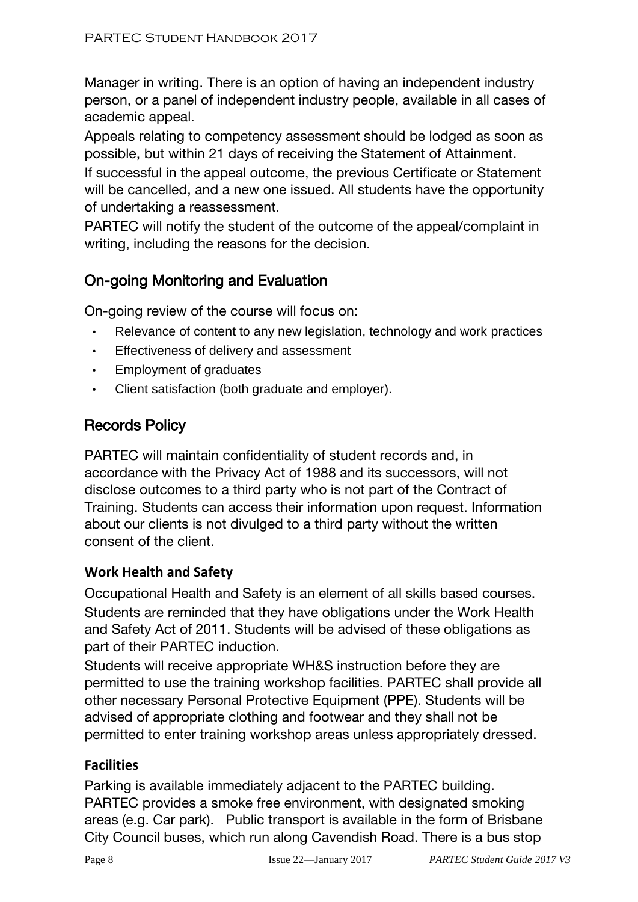Manager in writing. There is an option of having an independent industry person, or a panel of independent industry people, available in all cases of academic appeal.

Appeals relating to competency assessment should be lodged as soon as possible, but within 21 days of receiving the Statement of Attainment.

If successful in the appeal outcome, the previous Certificate or Statement will be cancelled, and a new one issued. All students have the opportunity of undertaking a reassessment.

PARTEC will notify the student of the outcome of the appeal/complaint in writing, including the reasons for the decision.

## On-going Monitoring and Evaluation

On-going review of the course will focus on:

- Relevance of content to any new legislation, technology and work practices
- Effectiveness of delivery and assessment
- Employment of graduates
- Client satisfaction (both graduate and employer).

## Records Policy

PARTEC will maintain confidentiality of student records and, in accordance with the Privacy Act of 1988 and its successors, will not disclose outcomes to a third party who is not part of the Contract of Training. Students can access their information upon request. Information about our clients is not divulged to a third party without the written consent of the client.

### Work Health and Safety

Occupational Health and Safety is an element of all skills based courses.

Students are reminded that they have obligations under the Work Health and Safety Act of 2011. Students will be advised of these obligations as part of their PARTEC induction.

Students will receive appropriate WH&S instruction before they are permitted to use the training workshop facilities. PARTEC shall provide all other necessary Personal Protective Equipment (PPE). Students will be advised of appropriate clothing and footwear and they shall not be permitted to enter training workshop areas unless appropriately dressed.

### Facilities

Parking is available immediately adjacent to the PARTEC building. PARTEC provides a smoke free environment, with designated smoking areas (e.g. Car park). Public transport is available in the form of Brisbane City Council buses, which run along Cavendish Road. There is a bus stop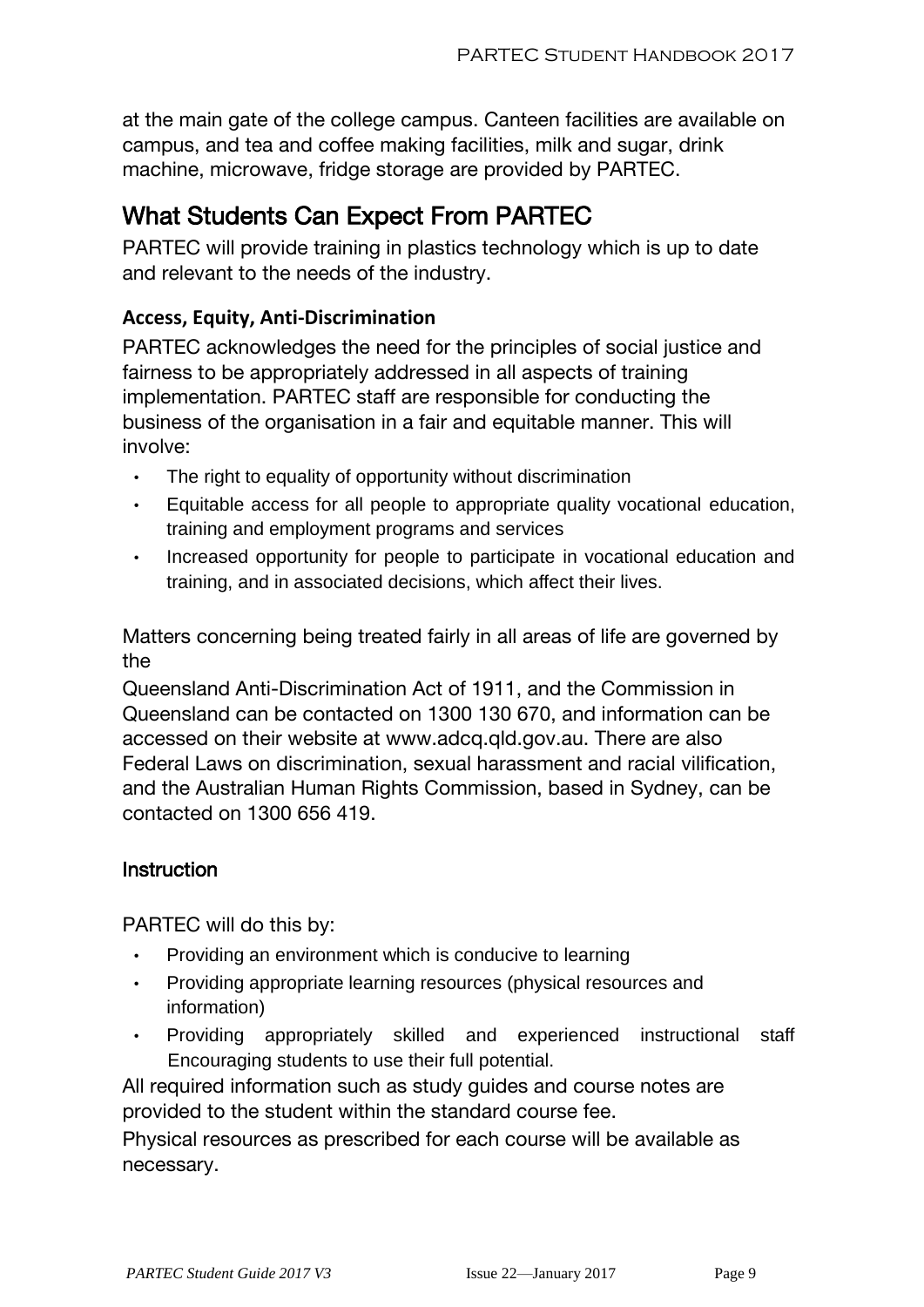at the main gate of the college campus. Canteen facilities are available on campus, and tea and coffee making facilities, milk and sugar, drink machine, microwave, fridge storage are provided by PARTEC.

## What Students Can Expect From PARTEC

PARTEC will provide training in plastics technology which is up to date and relevant to the needs of the industry.

### Access, Equity, Anti-Discrimination

PARTEC acknowledges the need for the principles of social justice and fairness to be appropriately addressed in all aspects of training implementation. PARTEC staff are responsible for conducting the business of the organisation in a fair and equitable manner. This will involve:

- The right to equality of opportunity without discrimination
- Equitable access for all people to appropriate quality vocational education, training and employment programs and services
- Increased opportunity for people to participate in vocational education and training, and in associated decisions, which affect their lives.

Matters concerning being treated fairly in all areas of life are governed by the

Queensland Anti-Discrimination Act of 1911, and the Commission in Queensland can be contacted on 1300 130 670, and information can be accessed on their website at www.adcq.qld.gov.au. There are also Federal Laws on discrimination, sexual harassment and racial vilification, and the Australian Human Rights Commission, based in Sydney, can be contacted on 1300 656 419.

### Instruction

PARTEC will do this by:

- Providing an environment which is conducive to learning
- Providing appropriate learning resources (physical resources and information)
- Providing appropriately skilled and experienced instructional staff Encouraging students to use their full potential.

All required information such as study guides and course notes are provided to the student within the standard course fee.

Physical resources as prescribed for each course will be available as necessary.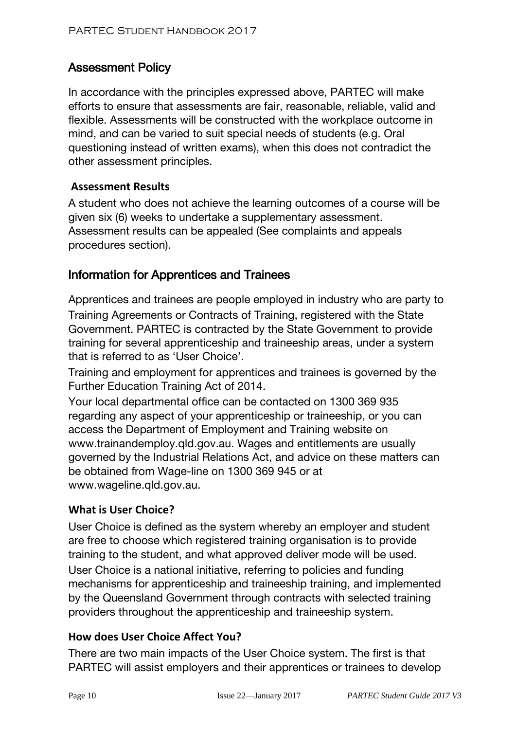## Assessment Policy

In accordance with the principles expressed above, PARTEC will make efforts to ensure that assessments are fair, reasonable, reliable, valid and flexible. Assessments will be constructed with the workplace outcome in mind, and can be varied to suit special needs of students (e.g. Oral questioning instead of written exams), when this does not contradict the other assessment principles.

### Assessment Results

A student who does not achieve the learning outcomes of a course will be given six (6) weeks to undertake a supplementary assessment. Assessment results can be appealed (See complaints and appeals procedures section).

## Information for Apprentices and Trainees

Apprentices and trainees are people employed in industry who are party to Training Agreements or Contracts of Training, registered with the State Government. PARTEC is contracted by the State Government to provide training for several apprenticeship and traineeship areas, under a system that is referred to as 'User Choice'.

Training and employment for apprentices and trainees is governed by the Further Education Training Act of 2014.

Your local departmental office can be contacted on 1300 369 935 regarding any aspect of your apprenticeship or traineeship, or you can access the Department of Employment and Training website on www.trainandemploy.qld.gov.au. Wages and entitlements are usually governed by the Industrial Relations Act, and advice on these matters can be obtained from Wage-line on 1300 369 945 or at www.wageline.qld.gov.au.

### What is User Choice?

User Choice is defined as the system whereby an employer and student are free to choose which registered training organisation is to provide training to the student, and what approved deliver mode will be used. User Choice is a national initiative, referring to policies and funding mechanisms for apprenticeship and traineeship training, and implemented by the Queensland Government through contracts with selected training providers throughout the apprenticeship and traineeship system.

### How does User Choice Affect You?

There are two main impacts of the User Choice system. The first is that PARTEC will assist employers and their apprentices or trainees to develop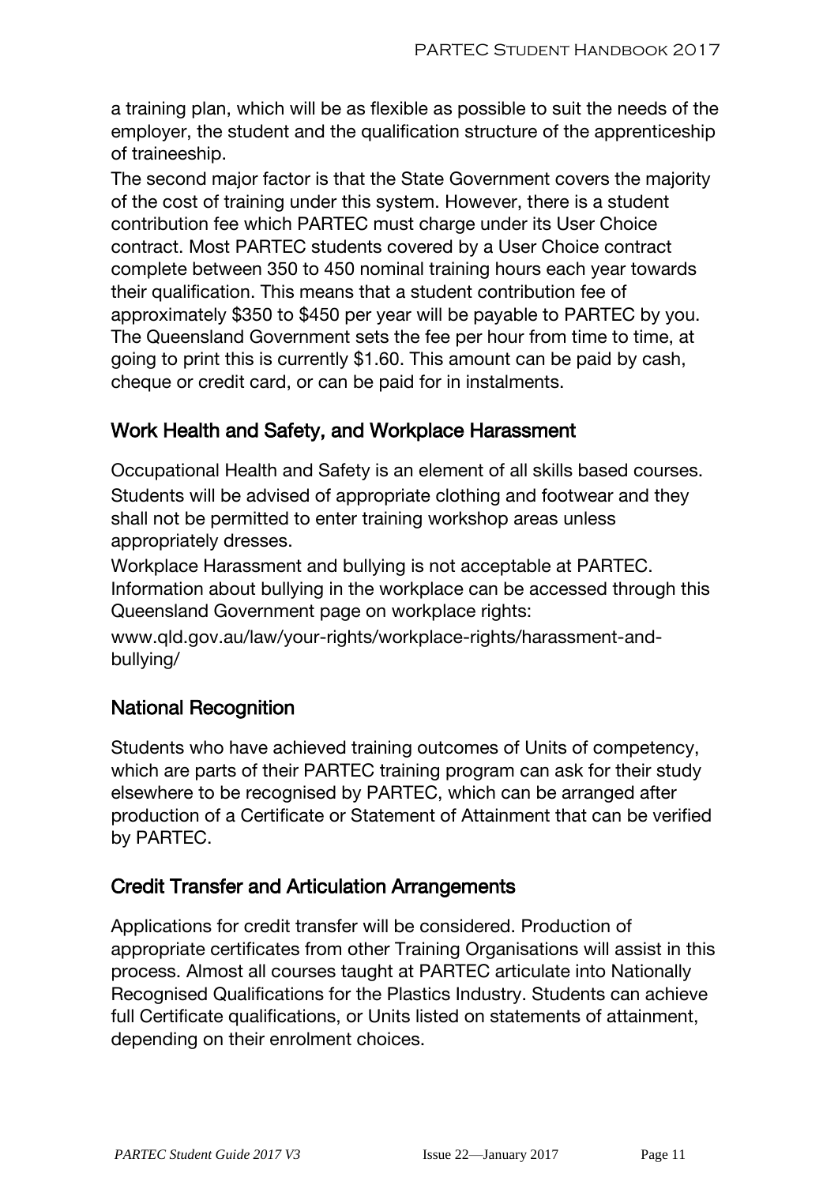a training plan, which will be as flexible as possible to suit the needs of the employer, the student and the qualification structure of the apprenticeship of traineeship.

The second major factor is that the State Government covers the majority of the cost of training under this system. However, there is a student contribution fee which PARTEC must charge under its User Choice contract. Most PARTEC students covered by a User Choice contract complete between 350 to 450 nominal training hours each year towards their qualification. This means that a student contribution fee of approximately $350 to $450 per year will be payable to PARTEC by you. The Queensland Government sets the fee per hour from time to time, at going to print this is currently $1.60. This amount can be paid by cash, cheque or credit card, or can be paid for in instalments.

## Work Health and Safety, and Workplace Harassment

Occupational Health and Safety is an element of all skills based courses. Students will be advised of appropriate clothing and footwear and they shall not be permitted to enter training workshop areas unless appropriately dresses.

Workplace Harassment and bullying is not acceptable at PARTEC. Information about bullying in the workplace can be accessed through this Queensland Government page on workplace rights:

www.qld.gov.au/law/your-rights/workplace-rights/harassment-and-bullying/

## National Recognition

Students who have achieved training outcomes of Units of competency, which are parts of their PARTEC training program can ask for their study elsewhere to be recognised by PARTEC, which can be arranged after production of a Certificate or Statement of Attainment that can be verified by PARTEC.

## Credit Transfer and Articulation Arrangements

Applications for credit transfer will be considered. Production of appropriate certificates from other Training Organisations will assist in this process. Almost all courses taught at PARTEC articulate into Nationally Recognised Qualifications for the Plastics Industry. Students can achieve full Certificate qualifications, or Units listed on statements of attainment, depending on their enrolment choices.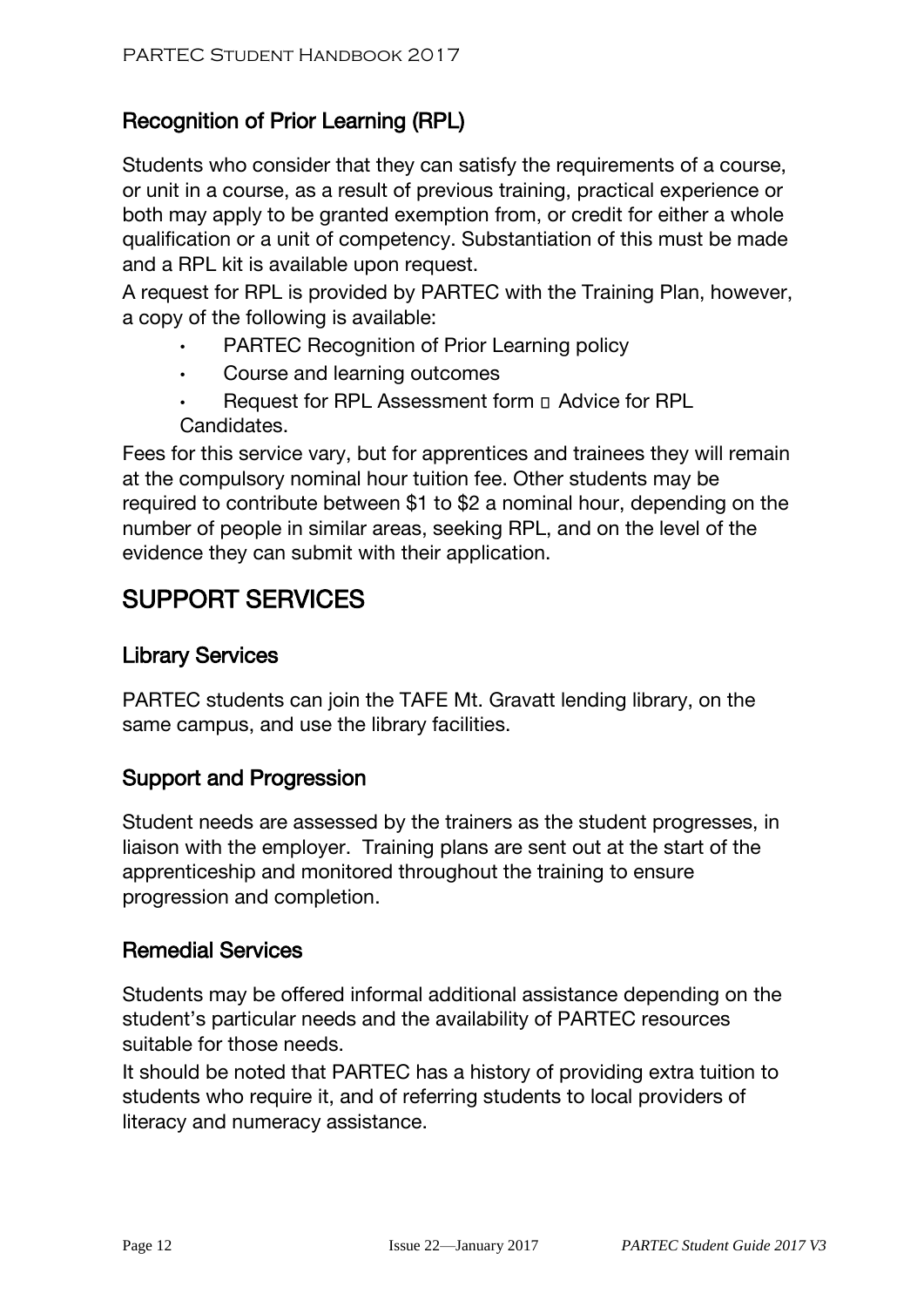## Recognition of Prior Learning (RPL)

Students who consider that they can satisfy the requirements of a course, or unit in a course, as a result of previous training, practical experience or both may apply to be granted exemption from, or credit for either a whole qualification or a unit of competency. Substantiation of this must be made and a RPL kit is available upon request.

A request for RPL is provided by PARTEC with the Training Plan, however, a copy of the following is available:

- PARTEC Recognition of Prior Learning policy
- Course and learning outcomes
- Request for RPL Assessment form  Advice for RPL Candidates.

Fees for this service vary, but for apprentices and trainees they will remain at the compulsory nominal hour tuition fee. Other students may be required to contribute between $1 to $2 a nominal hour, depending on the number of people in similar areas, seeking RPL, and on the level of the evidence they can submit with their application.

# SUPPORT SERVICES

## Library Services

PARTEC students can join the TAFE Mt. Gravatt lending library, on the same campus, and use the library facilities.

## Support and Progression

Student needs are assessed by the trainers as the student progresses, in liaison with the employer. Training plans are sent out at the start of the apprenticeship and monitored throughout the training to ensure progression and completion.

## Remedial Services

Students may be offered informal additional assistance depending on the student's particular needs and the availability of PARTEC resources suitable for those needs.

It should be noted that PARTEC has a history of providing extra tuition to students who require it, and of referring students to local providers of literacy and numeracy assistance.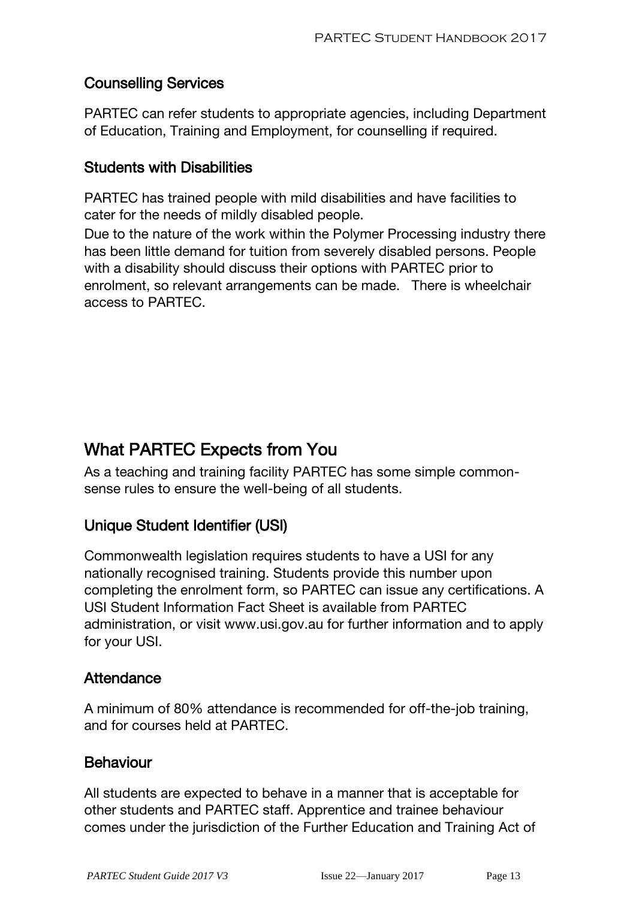### Counselling Services

PARTEC can refer students to appropriate agencies, including Department of Education, Training and Employment, for counselling if required.

### Students with Disabilities

PARTEC has trained people with mild disabilities and have facilities to cater for the needs of mildly disabled people.

Due to the nature of the work within the Polymer Processing industry there has been little demand for tuition from severely disabled persons. People with a disability should discuss their options with PARTEC prior to enrolment, so relevant arrangements can be made. There is wheelchair access to PARTEC.

## What PARTEC Expects from You

As a teaching and training facility PARTEC has some simple common-sense rules to ensure the well-being of all students.

### Unique Student Identifier (USI)

Commonwealth legislation requires students to have a USI for any nationally recognised training. Students provide this number upon completing the enrolment form, so PARTEC can issue any certifications. A USI Student Information Fact Sheet is available from PARTEC administration, or visit www.usi.gov.au for further information and to apply for your USI.

### Attendance

A minimum of 80% attendance is recommended for off-the-job training, and for courses held at PARTEC.

### Behaviour

All students are expected to behave in a manner that is acceptable for other students and PARTEC staff. Apprentice and trainee behaviour comes under the jurisdiction of the Further Education and Training Act of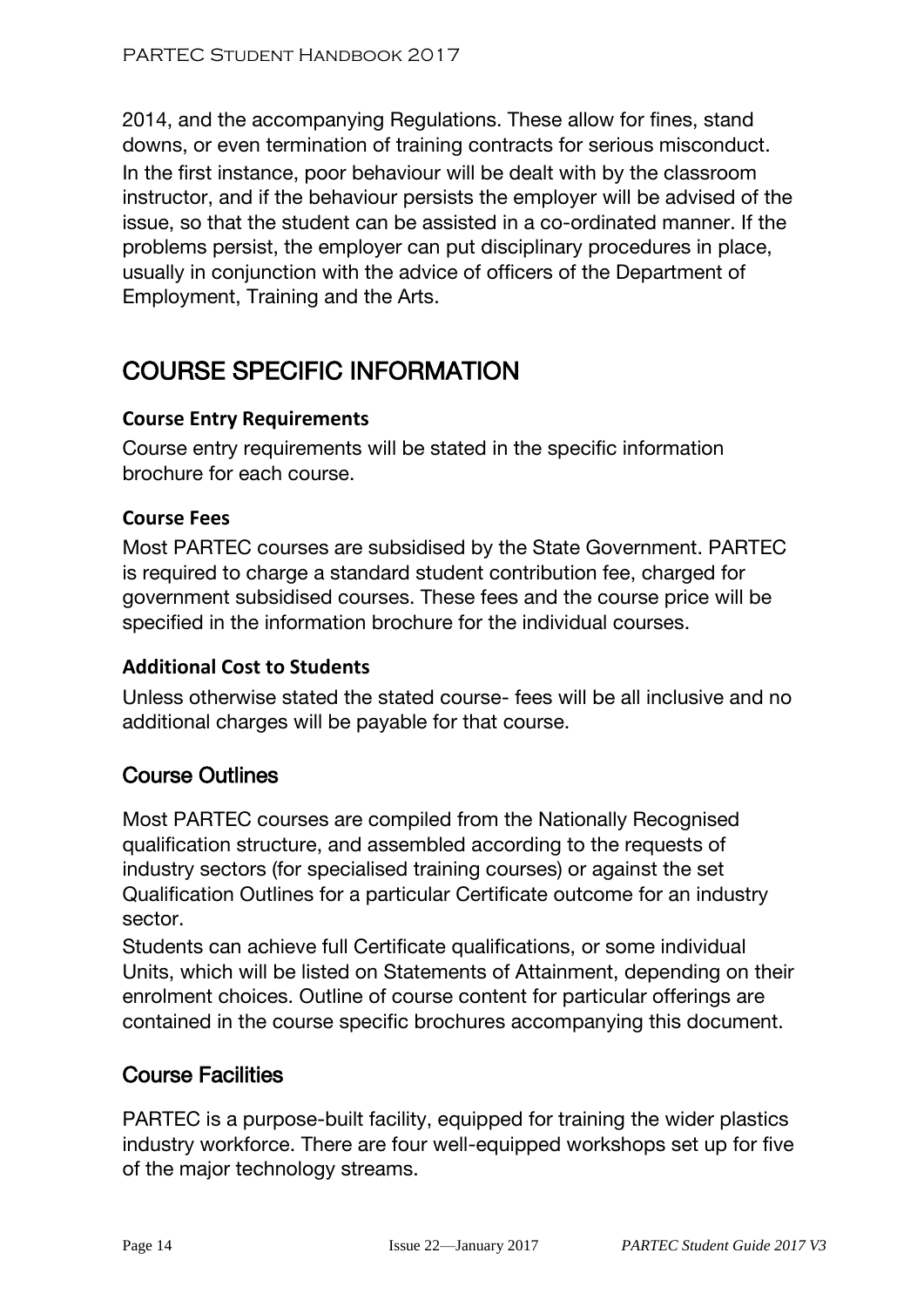2014, and the accompanying Regulations. These allow for fines, stand downs, or even termination of training contracts for serious misconduct. In the first instance, poor behaviour will be dealt with by the classroom instructor, and if the behaviour persists the employer will be advised of the issue, so that the student can be assisted in a co-ordinated manner. If the problems persist, the employer can put disciplinary procedures in place, usually in conjunction with the advice of officers of the Department of Employment, Training and the Arts.

# COURSE SPECIFIC INFORMATION

### Course Entry Requirements

Course entry requirements will be stated in the specific information brochure for each course.

### Course Fees

Most PARTEC courses are subsidised by the State Government. PARTEC is required to charge a standard student contribution fee, charged for government subsidised courses. These fees and the course price will be specified in the information brochure for the individual courses.

### Additional Cost to Students

Unless otherwise stated the stated course- fees will be all inclusive and no additional charges will be payable for that course.

## Course Outlines

Most PARTEC courses are compiled from the Nationally Recognised qualification structure, and assembled according to the requests of industry sectors (for specialised training courses) or against the set Qualification Outlines for a particular Certificate outcome for an industry sector.

Students can achieve full Certificate qualifications, or some individual Units, which will be listed on Statements of Attainment, depending on their enrolment choices. Outline of course content for particular offerings are contained in the course specific brochures accompanying this document.

## Course Facilities

PARTEC is a purpose-built facility, equipped for training the wider plastics industry workforce. There are four well-equipped workshops set up for five of the major technology streams.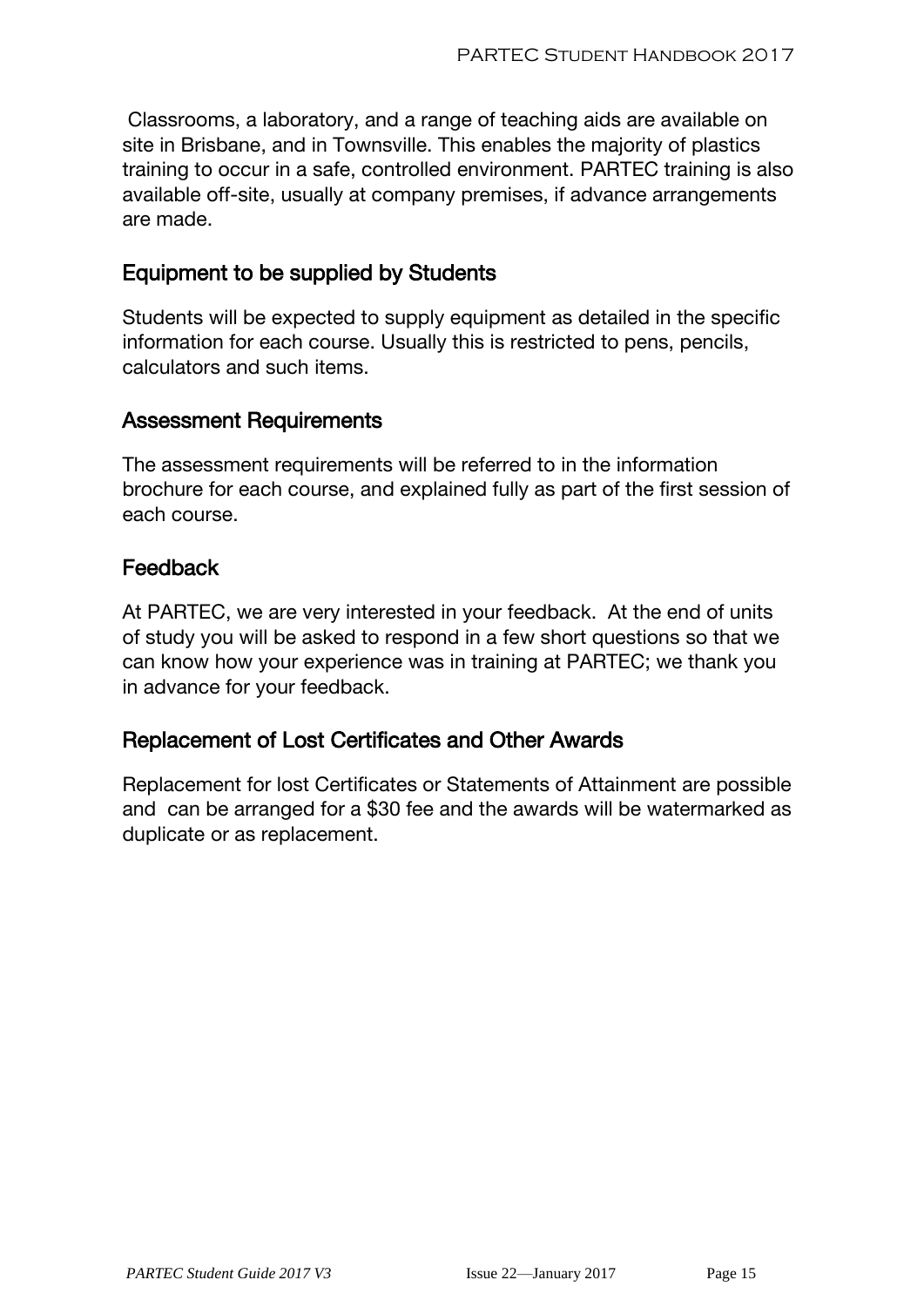Classrooms, a laboratory, and a range of teaching aids are available on site in Brisbane, and in Townsville. This enables the majority of plastics training to occur in a safe, controlled environment. PARTEC training is also available off-site, usually at company premises, if advance arrangements are made.

## Equipment to be supplied by Students

Students will be expected to supply equipment as detailed in the specific information for each course. Usually this is restricted to pens, pencils, calculators and such items.

## Assessment Requirements

The assessment requirements will be referred to in the information brochure for each course, and explained fully as part of the first session of each course.

## Feedback

At PARTEC, we are very interested in your feedback. At the end of units of study you will be asked to respond in a few short questions so that we can know how your experience was in training at PARTEC; we thank you in advance for your feedback.

## Replacement of Lost Certificates and Other Awards

Replacement for lost Certificates or Statements of Attainment are possible and can be arranged for a $30 fee and the awards will be watermarked as duplicate or as replacement.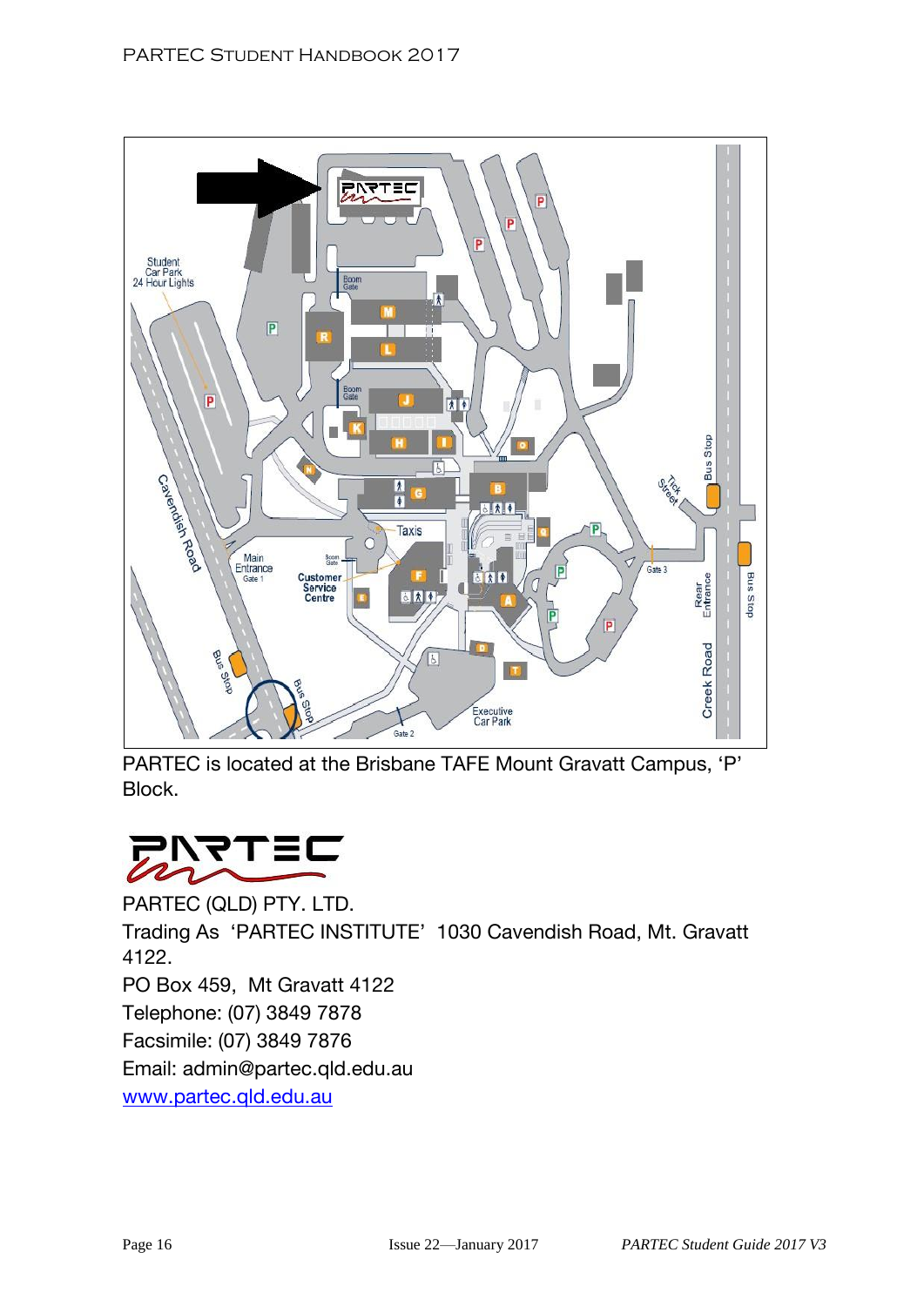PARTEC is located at the Brisbane TAFE Mount Gravatt Campus, 'P' Block.

PARTEC (QLD) PTY. LTD.
Trading As 'PARTEC INSTITUTE' 1030 Cavendish Road, Mt. Gravatt 4122.
PO Box 459, Mt Gravatt 4122
Telephone: (07) 3849 7878
Facsimile: (07) 3849 7876
Email: admin@partec.qld.edu.au
[www.partec.qld.edu.au](http://www.partec.qld.edu.au)